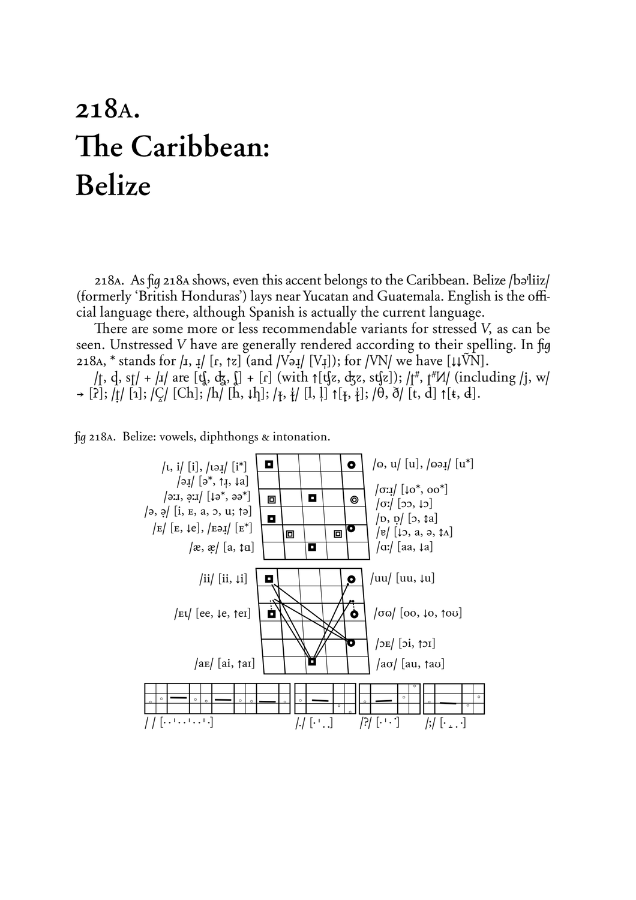# 218A. The Caribbean: Belize

218A. As fig 218A shows, even this accent belongs to the Caribbean. Belize /bə'liiz/ (formerly 'British Honduras') lays near Yucatan and Guatemala. English is the official language there, although Spanish is actually the current language.

There are some more or less recommendable variants for stressed *V*, as can be seen. Unstressed *V* have are generally rendered according to their spelling. In fig 218A, * stands for /ɹ, ɹ̣/ [ɾ, ↑z] (and /Vəɹ̣/ [Vɹ̣]); for /VN/ we have [↓↓ṼN].

/ʈ, ɖ, sʈ/ + /ɹ/ are [tʃ̣, dʒ̣, ʃ̣] + [ɾ] (with ↑[tʃz, dʒz, stʃz]); /ʈ#, ʈ#Ɥ/ (including /j, w/ → [ʔ]; /ʈ̣/ [ɿ]; /Ç̣/ [Ch]; /h/ [h, ↓ɧ]; /ɫ, ɫ̣/ [l, ḷ] ↑[ɫ, ɫ̣]; /θ, ð/ [t, d] ↑[ŧ, đ].

fig 218A. Belize: vowels, diphthongs & intonation.

/ɩ, i/ [i], /ɩəɹ̣/ [i*]
/əɹ̣/ [ə*, ↑ɹ̣, ↓a]
/ɜːɹ, ɜ̣ːɹ/ [↓ə*, əə*]
/ə, ə̣/ [i, ᴇ, a, ɔ, u; ↑ə]
/ᴇ/ [ᴇ, ↓e], /ᴇəɹ̣/ [ᴇ*]
/æ, æ̣/ [a, ↕ɑ]
/ɷ, u/ [u], /ɷəɹ̣/ [u*]
/ɔːɹ̣/ [↓o*, oo*]
/ɔː/ [ɔɔ, ↓ɔ]
/ɒ, ɒ̣/ [ɔ, ↕a]
/ɐ/ [↓ɔ, a, ə, ↕ʌ]
/ɑː/ [aa, ↓a]

/ii/ [ii, ↓i]
/ᴇɩ/ [ee, ↓e, ↑eɪ]
/aᴇ/ [ai, ↑aɪ]
/uu/ [uu, ↓u]
/ɔɷ/ [oo, ↓o, ↑oʊ]
/ɔᴇ/ [ɔi, ↑ɔɪ]
/aɔ/ [au, ↑aʊ]

/ / [˙ ˙ ˈ ˙ ˙ ˈ ˙ ˙ ˈ ˙] /./ [˙ ˈ ˛ ˛] /?/ [˙ ˈ ˙ ˙] /;/ [˙ ˛ ˛ ˙]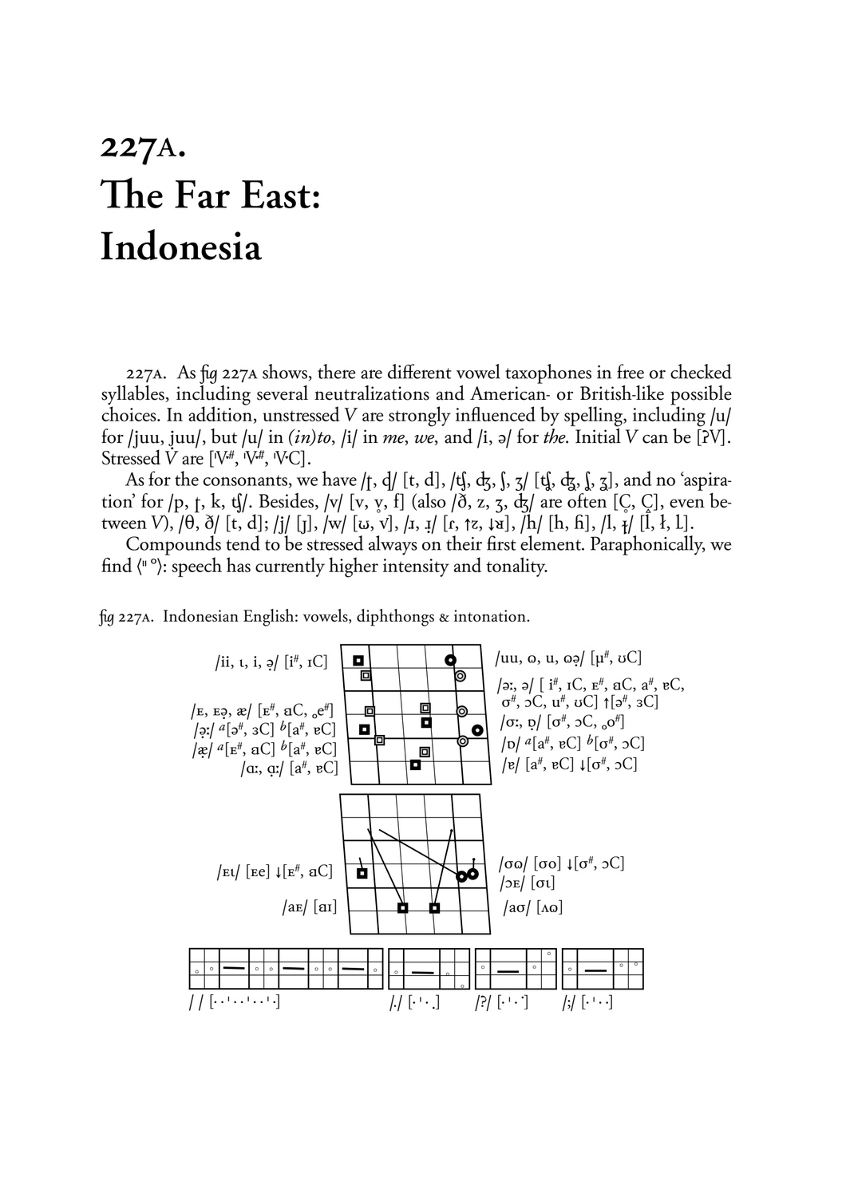# 227A. The Far East: Indonesia

227A. As fig 227A shows, there are different vowel taxophones in free or checked syllables, including several neutralizations and American- or British-like possible choices. In addition, unstressed *V* are strongly influenced by spelling, including /u/ for /juu, juu/, but /u/ in *(in)to*, /i/ in *me*, *we*, and /i, ə/ for *the*. Initial *V* can be [ʔV]. Stressed *V* are [ˈV·#, ˈV·#, ˈV·C].

As for the consonants, we have /ʈ, ɖ/ [t, d], /ʧ, ʤ, ʃ, ʒ/ [ʧ, ʤ, ʃ, ʒ], and no 'aspiration' for /p, ʈ, k, ʧ/. Besides, /v/ [v, v̥, f] (also /ð, z, ʒ, ʤ/ are often [Ç, Ç], even between *V*), /θ, ð/ [t, d]; /j/ [ɉ], /w/ [ɷ, v], /ɹ, ɹ̠/ [ɾ, ↑z, ↓ʁ], /h/ [h, ɦ], /l, ɫ/ [l̂, ɫ, L].

Compounds tend to be stressed always on their first element. Paraphonically, we find ⟨" °⟩: speech has currently higher intensity and tonality.

fig 227A. Indonesian English: vowels, diphthongs & intonation.

/ii, ɩ, i, ə/ [i#, ɪC]
/ɛ, ɛə, æ/ [ɛ#, ɑC, ˳e#]
/ə:/ a[ə#, ɜC] b[a#, ɐC]
/æ/ a[ɛ#, ɑC] b[a#, ɐC]
/ɑ:, ɑ:/ [a#, ɐC]
/uu, ɷ, u, ɷə/ [μ#, ʊC]
/ɜ:, ə/ [ i#, ɪC, ɛ#, ɑC, a#, ɐC, ɵ#, ɔC, u#, ʊC] ↑[ə#, ɜC]
/ɵ:, ɒ/ [ɵ#, ɔC, ˳o#]
/ɒ/ a[a#, ɐC] b[ɵ#, ɔC]
/ɐ/ [a#, ɐC] ↓[ɵ#, ɔC]

/ɛɩ/ [ɛe] ↓[ɛ#, ɑC]
/aɛ/ [ɑɪ]
/ɵɷ/ [ɵo] ↓[ɵ#, ɔC]
/ɔɛ/ [ɔɩ]
/aɵ/ [ʌɷ]

/ / [˳˳ˈ˳˳ˈ˳˳ˈ˳]   /./ [˳ˈ˳˳]   /?/ [˳ˈ˳˙]   /;/ [˳ˈ˳˳]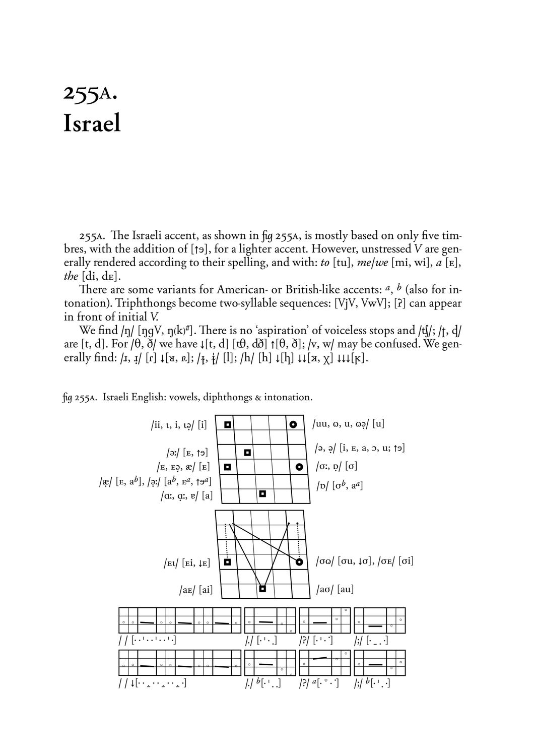# 255A. Israel

255A. The Israeli accent, as shown in fig 255A, is mostly based on only five timbres, with the addition of [↑ɘ], for a lighter accent. However, unstressed *V* are generally rendered according to their spelling, and with: *to* [tu], *me/we* [mi, wi], *a* [ᴇ], *the* [di, dᴇ].

There are some variants for American- or British-like accents: [a], [b] (also for intonation). Triphthongs become two-syllable sequences: [VjV, VwV]; [ʔ] can appear in front of initial *V*.

We find /ŋ/ [ŋgV, ŋ(k)#]. There is no 'aspiration' of voiceless stops and /ʧ/; /ṭ, ḍ/ are [t, d]. For /θ, ð/ we have ↓[t, d] [tθ, dð] ↑[θ, ð]; /v, w/ may be confused. We generally find: /ɹ, ɹ̣/ [ɾ] ↓[ʁ, ʀ]; /ɫ, ɫ̣/ [l]; /h/ [h] ↓[ɦ] ↓↓[ʁ, χ] ↓↓↓[ʁ̞].

fig 255A. Israeli English: vowels, diphthongs & intonation.

/ii, ɩ, i, ɩə̣/ [i]

/ɜː/ [ᴇ, ↑ɘ]

/ᴇ, ᴇə̣, æ/ [ᴇ]

/æ̣/ [ᴇ, a[b]], /ə̣ː/ [a[b], ᴇ[a], ↑ɘ[a]]

/ɑː, ɑ̣ː, ɐ/ [a]

/uu, ɷ, u, ɷə̣/ [u]

/ə, ə̣/ [i, ᴇ, a, ɔ, u; ↑ɘ]

/ɔː, ɒ̣/ [ɔ]

/ɒ/ [ɔ[b], a[a]]

/ᴇɩ/ [ᴇi, ↓ᴇ]

/aᴇ/ [ai]

/ɔɷ/ [ɔu, ↓ɔ], /ɔᴇ/ [ɔi]

/aɔ/ [au]

/ / [· · ˈ · · ˈ · · ˈ ·]

/./ [· ˈ · .]

/?/ [· ˈ · ˙]

/;/ [· ˍ · ·]

/ / ↓[· · ˍ · · ˍ · · ˍ ·]

/./ [b][· ˈ · .]

/?/ [a][· ˉ · ˙]

/;/ [b][· ˈ · ·]